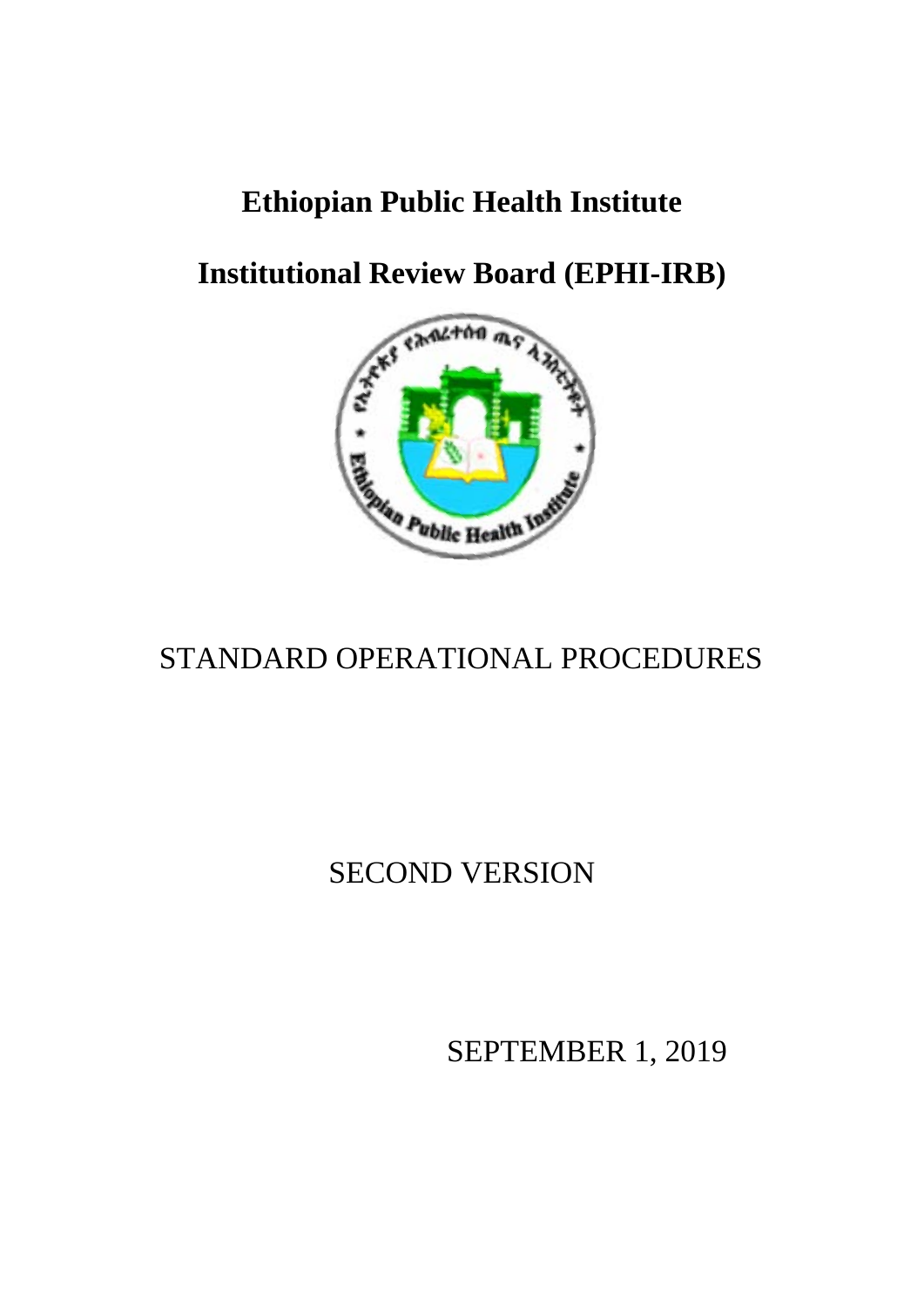# Ethiopian Public Health Institute

# Institutional Review Board (EPHI-IRB)

## STANDARD OPERATIONAL PROCEDURES

SECOND VERSION

SEPTEMBER 1, 2019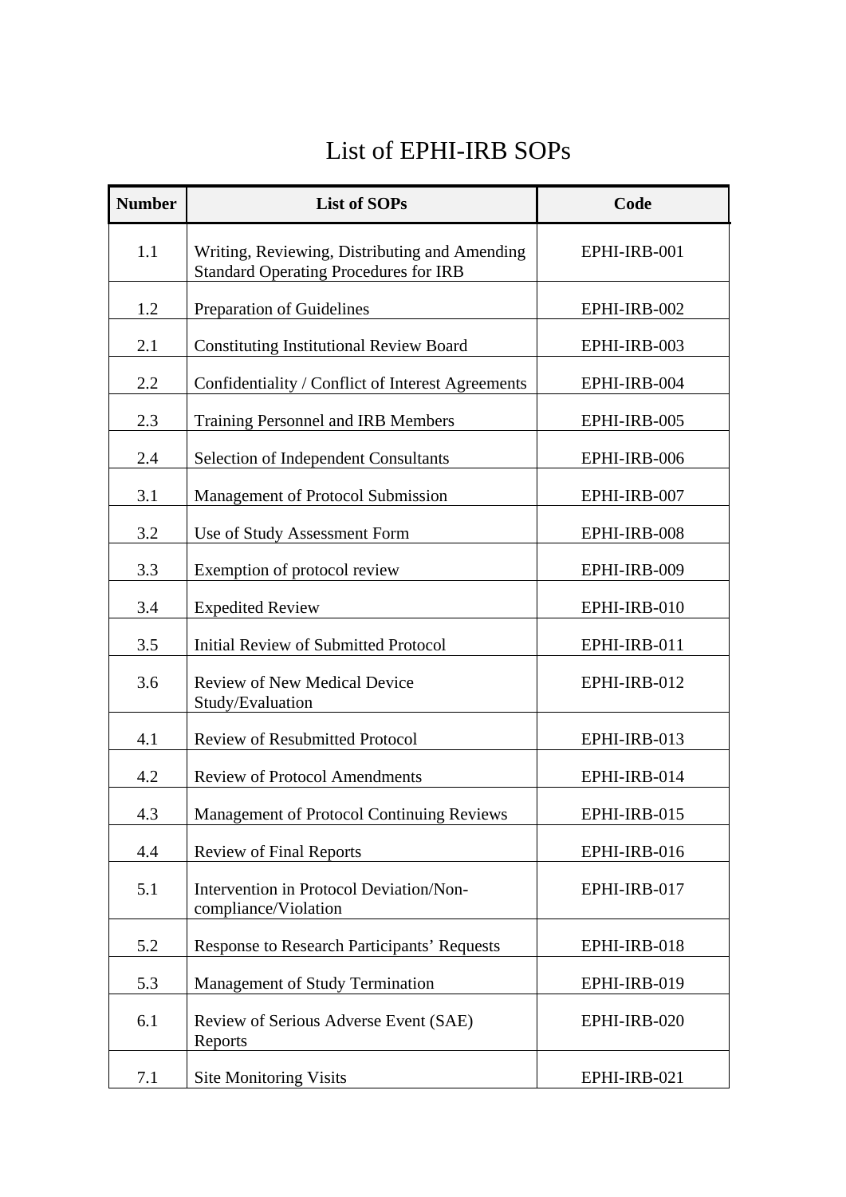# List of EPHI-IRB SOPs

| Number | List of SOPs | Code |
|---|---|---|
| 1.1 | Writing, Reviewing, Distributing and Amending Standard Operating Procedures for IRB | EPHI-IRB-001 |
| 1.2 | Preparation of Guidelines | EPHI-IRB-002 |
| 2.1 | Constituting Institutional Review Board | EPHI-IRB-003 |
| 2.2 | Confidentiality / Conflict of Interest Agreements | EPHI-IRB-004 |
| 2.3 | Training Personnel and IRB Members | EPHI-IRB-005 |
| 2.4 | Selection of Independent Consultants | EPHI-IRB-006 |
| 3.1 | Management of Protocol Submission | EPHI-IRB-007 |
| 3.2 | Use of Study Assessment Form | EPHI-IRB-008 |
| 3.3 | Exemption of protocol review | EPHI-IRB-009 |
| 3.4 | Expedited Review | EPHI-IRB-010 |
| 3.5 | Initial Review of Submitted Protocol | EPHI-IRB-011 |
| 3.6 | Review of New Medical Device Study/Evaluation | EPHI-IRB-012 |
| 4.1 | Review of Resubmitted Protocol | EPHI-IRB-013 |
| 4.2 | Review of Protocol Amendments | EPHI-IRB-014 |
| 4.3 | Management of Protocol Continuing Reviews | EPHI-IRB-015 |
| 4.4 | Review of Final Reports | EPHI-IRB-016 |
| 5.1 | Intervention in Protocol Deviation/Non-compliance/Violation | EPHI-IRB-017 |
| 5.2 | Response to Research Participants' Requests | EPHI-IRB-018 |
| 5.3 | Management of Study Termination | EPHI-IRB-019 |
| 6.1 | Review of Serious Adverse Event (SAE) Reports | EPHI-IRB-020 |
| 7.1 | Site Monitoring Visits | EPHI-IRB-021 |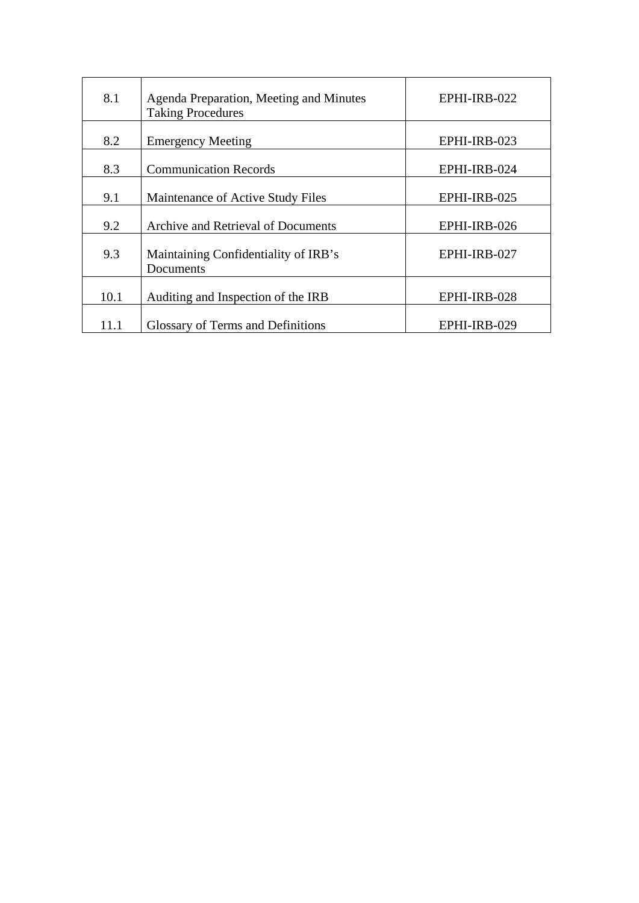| | | |
|---|---|---|
| 8.1 | Agenda Preparation, Meeting and Minutes Taking Procedures | EPHI-IRB-022 |
| 8.2 | Emergency Meeting | EPHI-IRB-023 |
| 8.3 | Communication Records | EPHI-IRB-024 |
| 9.1 | Maintenance of Active Study Files | EPHI-IRB-025 |
| 9.2 | Archive and Retrieval of Documents | EPHI-IRB-026 |
| 9.3 | Maintaining Confidentiality of IRB's Documents | EPHI-IRB-027 |
| 10.1 | Auditing and Inspection of the IRB | EPHI-IRB-028 |
| 11.1 | Glossary of Terms and Definitions | EPHI-IRB-029 |